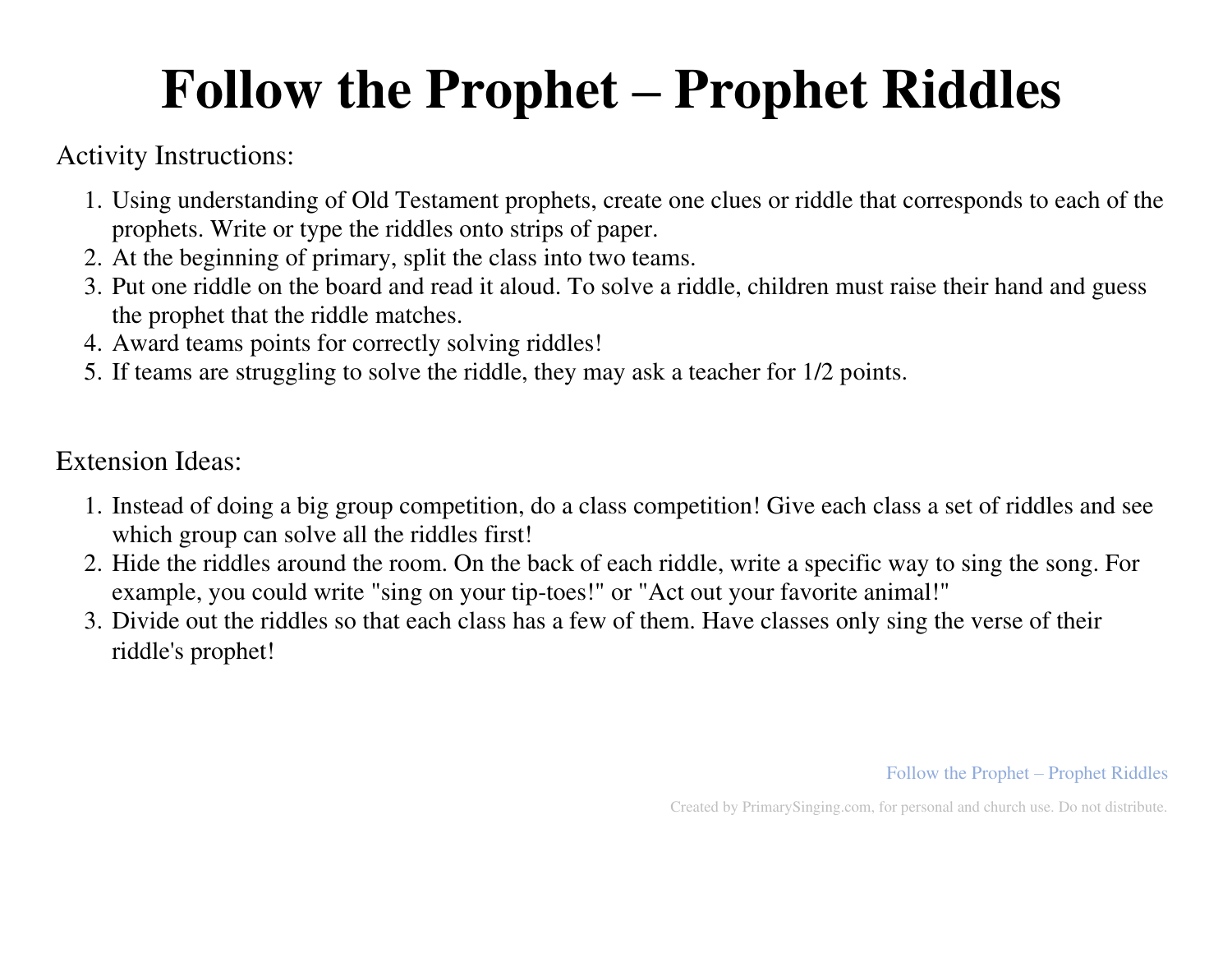# Follow the Prophet – Prophet Riddles

Activity Instructions:

1. Using understanding of Old Testament prophets, create one clues or riddle that corresponds to each of the prophets. Write or type the riddles onto strips of paper.
2. At the beginning of primary, split the class into two teams.
3. Put one riddle on the board and read it aloud. To solve a riddle, children must raise their hand and guess the prophet that the riddle matches.
4. Award teams points for correctly solving riddles!
5. If teams are struggling to solve the riddle, they may ask a teacher for 1/2 points.

Extension Ideas:

1. Instead of doing a big group competition, do a class competition! Give each class a set of riddles and see which group can solve all the riddles first!
2. Hide the riddles around the room. On the back of each riddle, write a specific way to sing the song. For example, you could write "sing on your tip-toes!" or "Act out your favorite animal!"
3. Divide out the riddles so that each class has a few of them. Have classes only sing the verse of their riddle's prophet!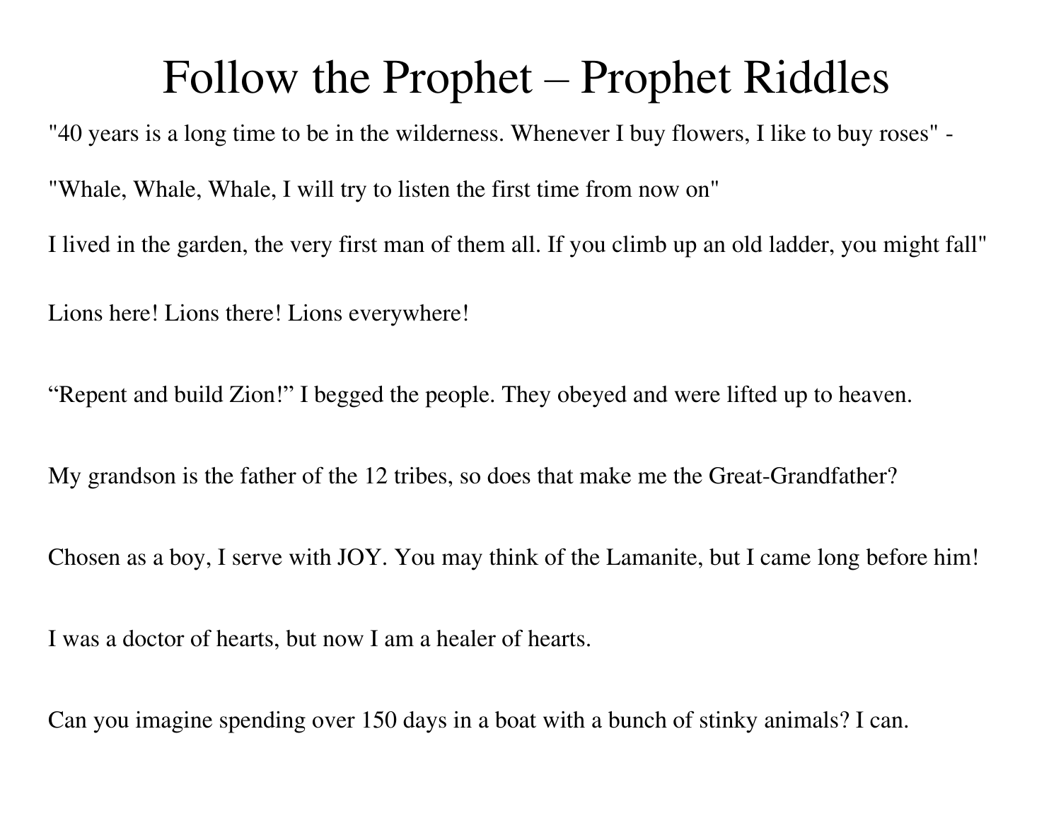# Follow the Prophet – Prophet Riddles

"40 years is a long time to be in the wilderness. Whenever I buy flowers, I like to buy roses" -

"Whale, Whale, Whale, I will try to listen the first time from now on"

I lived in the garden, the very first man of them all. If you climb up an old ladder, you might fall"

Lions here! Lions there! Lions everywhere!

“Repent and build Zion!” I begged the people. They obeyed and were lifted up to heaven.

My grandson is the father of the 12 tribes, so does that make me the Great-Grandfather?

Chosen as a boy, I serve with JOY. You may think of the Lamanite, but I came long before him!

I was a doctor of hearts, but now I am a healer of hearts.

Can you imagine spending over 150 days in a boat with a bunch of stinky animals? I can.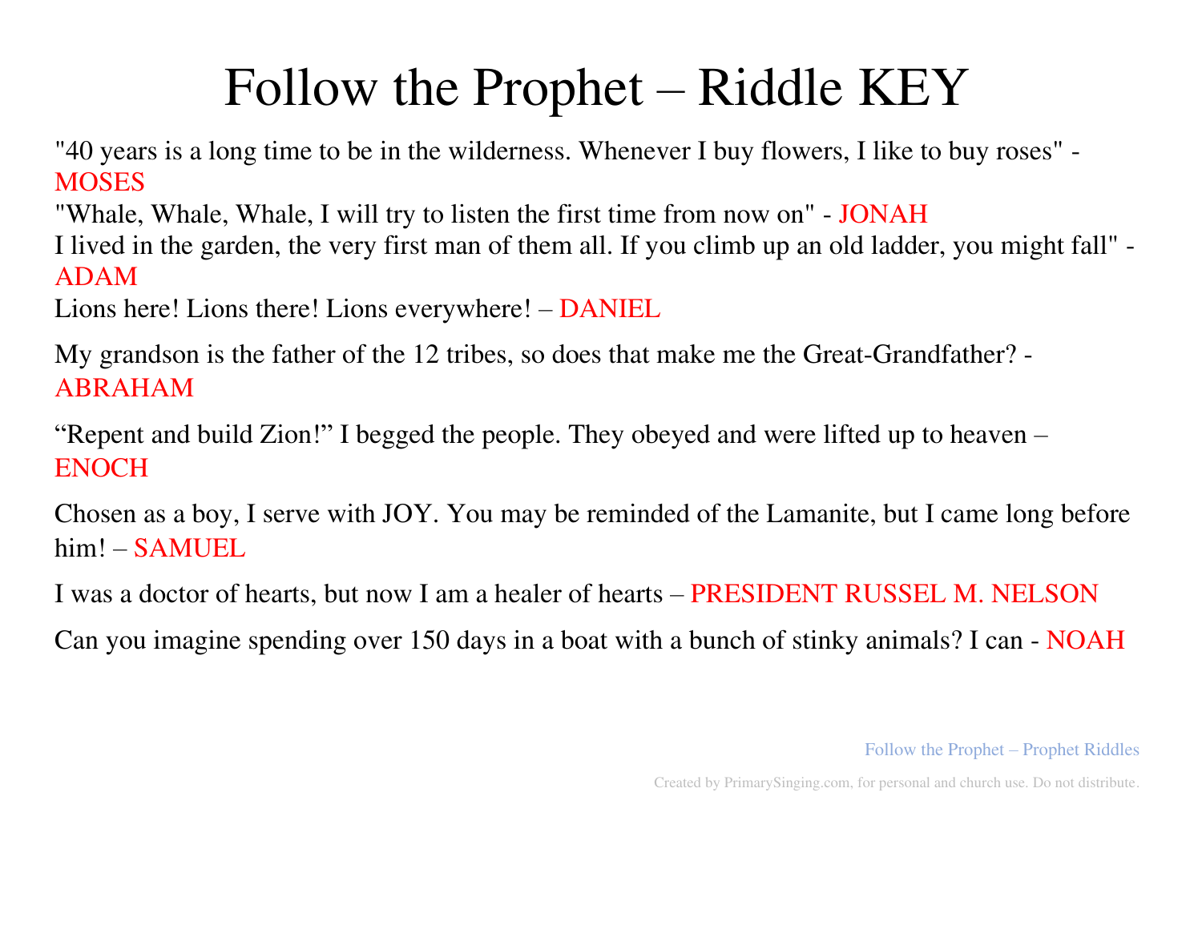# Follow the Prophet – Riddle KEY

"40 years is a long time to be in the wilderness. Whenever I buy flowers, I like to buy roses" - MOSES

"Whale, Whale, Whale, I will try to listen the first time from now on" - JONAH

I lived in the garden, the very first man of them all. If you climb up an old ladder, you might fall" - ADAM

Lions here! Lions there! Lions everywhere! – DANIEL

My grandson is the father of the 12 tribes, so does that make me the Great-Grandfather? - ABRAHAM

"Repent and build Zion!" I begged the people. They obeyed and were lifted up to heaven – ENOCH

Chosen as a boy, I serve with JOY. You may be reminded of the Lamanite, but I came long before him! – SAMUEL

I was a doctor of hearts, but now I am a healer of hearts – PRESIDENT RUSSEL M. NELSON

Can you imagine spending over 150 days in a boat with a bunch of stinky animals? I can - NOAH

Follow the Prophet – Prophet Riddles

Created by PrimarySinging.com, for personal and church use. Do not distribute.